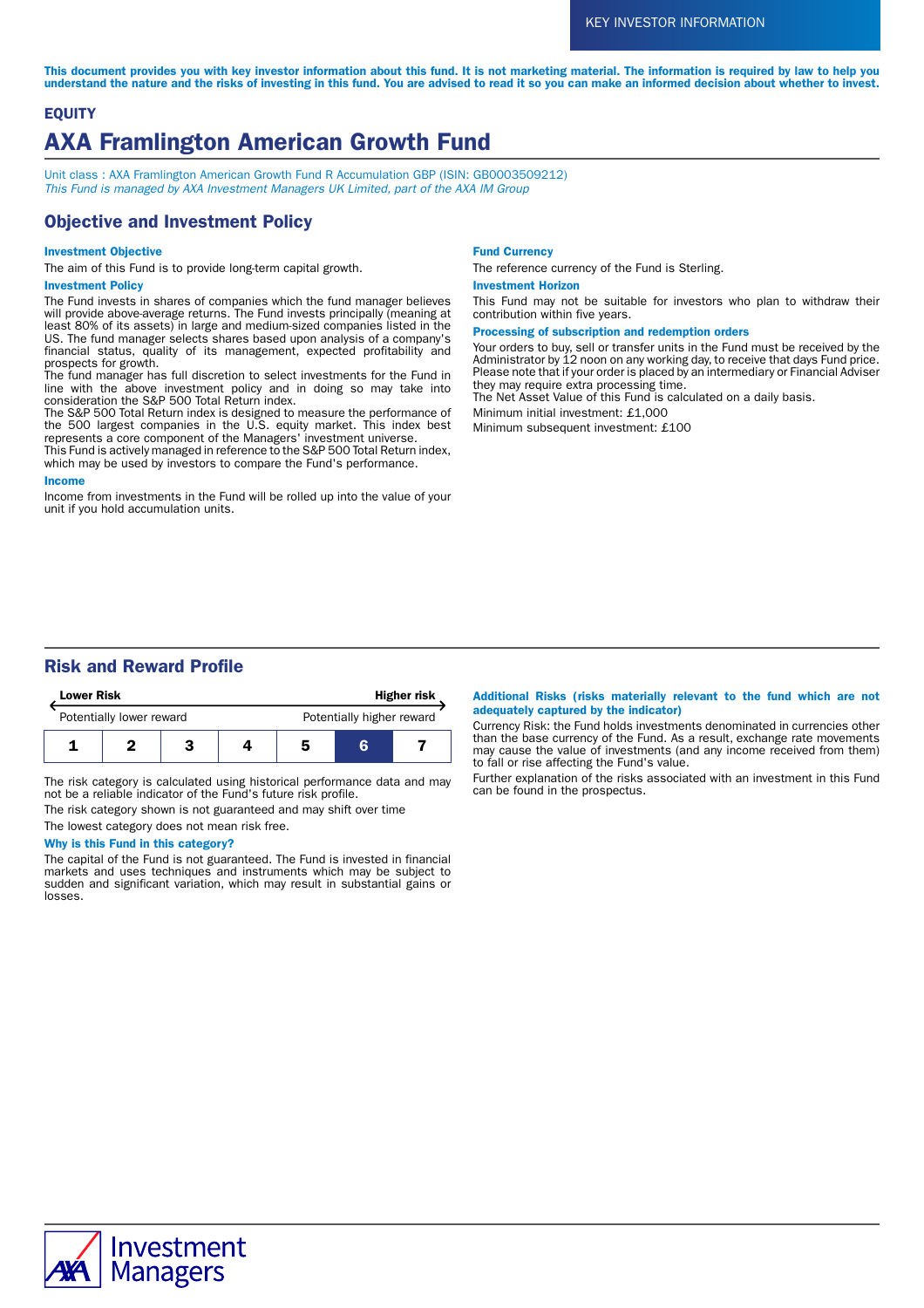KEY INVESTOR INFORMATION

**This document provides you with key investor information about this fund. It is not marketing material. The information is required by law to help you understand the nature and the risks of investing in this fund. You are advised to read it so you can make an informed decision about whether to invest.**

**EQUITY**

# AXA Framlington American Growth Fund

Unit class : AXA Framlington American Growth Fund R Accumulation GBP (ISIN: GB0003509212)
*This Fund is managed by AXA Investment Managers UK Limited, part of the AXA IM Group*

## Objective and Investment Policy

### Investment Objective

The aim of this Fund is to provide long-term capital growth.

### Investment Policy

The Fund invests in shares of companies which the fund manager believes will provide above-average returns. The Fund invests principally (meaning at least 80% of its assets) in large and medium-sized companies listed in the US. The fund manager selects shares based upon analysis of a company's financial status, quality of its management, expected profitability and prospects for growth.
The fund manager has full discretion to select investments for the Fund in line with the above investment policy and in doing so may take into consideration the S&P 500 Total Return index.
The S&P 500 Total Return index is designed to measure the performance of the 500 largest companies in the U.S. equity market. This index best represents a core component of the Managers' investment universe.
This Fund is actively managed in reference to the S&P 500 Total Return index, which may be used by investors to compare the Fund's performance.

### Income

Income from investments in the Fund will be rolled up into the value of your unit if you hold accumulation units.

### Fund Currency

The reference currency of the Fund is Sterling.

### Investment Horizon

This Fund may not be suitable for investors who plan to withdraw their contribution within five years.

### Processing of subscription and redemption orders

Your orders to buy, sell or transfer units in the Fund must be received by the Administrator by 12 noon on any working day, to receive that days Fund price. Please note that if your order is placed by an intermediary or Financial Adviser they may require extra processing time.
The Net Asset Value of this Fund is calculated on a daily basis.

Minimum initial investment: £1,000

Minimum subsequent investment: £100

## Risk and Reward Profile

| Lower Risk | | | | | | Higher risk |
|---|---|---|---|---|---|---|
| Potentially lower reward | | | | | | Potentially higher reward |
| 1 | 2 | 3 | 4 | 5 | **6** | 7 |

The risk category is calculated using historical performance data and may not be a reliable indicator of the Fund's future risk profile.

The risk category shown is not guaranteed and may shift over time

The lowest category does not mean risk free.

### Why is this Fund in this category?

The capital of the Fund is not guaranteed. The Fund is invested in financial markets and uses techniques and instruments which may be subject to sudden and significant variation, which may result in substantial gains or losses.

### Additional Risks (risks materially relevant to the fund which are not adequately captured by the indicator)

Currency Risk: the Fund holds investments denominated in currencies other than the base currency of the Fund. As a result, exchange rate movements may cause the value of investments (and any income received from them) to fall or rise affecting the Fund's value.

Further explanation of the risks associated with an investment in this Fund can be found in the prospectus.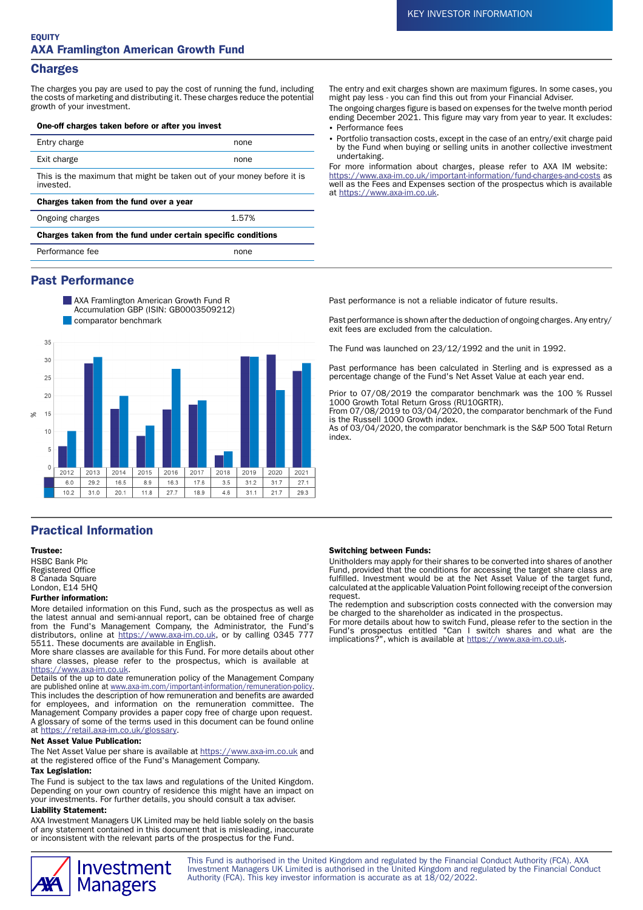## Charges

The charges you pay are used to pay the cost of running the fund, including the costs of marketing and distributing it. These charges reduce the potential growth of your investment.

| One-off charges taken before or after you invest | |
|---|---|
| Entry charge | none |
| Exit charge | none |
| This is the maximum that might be taken out of your money before it is invested. | |
| **Charges taken from the fund over a year** | |
| Ongoing charges | 1.57% |
| **Charges taken from the fund under certain specific conditions** | |
| Performance fee | none |

The entry and exit charges shown are maximum figures. In some cases, you might pay less - you can find this out from your Financial Adviser.

The ongoing charges figure is based on expenses for the twelve month period ending December 2021. This figure may vary from year to year. It excludes:

- Performance fees
- Portfolio transaction costs, except in the case of an entry/exit charge paid by the Fund when buying or selling units in another collective investment undertaking.

For more information about charges, please refer to AXA IM website: https://www.axa-im.co.uk/important-information/fund-charges-and-costs as well as the Fees and Expenses section of the prospectus which is available at https://www.axa-im.co.uk.

## Past Performance

AXA Framlington American Growth Fund R Accumulation GBP (ISIN: GB0003509212)
comparator benchmark

%
35
30
25
20
15
10
5
0

2012 2013 2014 2015 2016 2017 2018 2019 2020 2021
6.0 29.2 16.5 8.9 16.3 17.6 3.5 31.2 31.7 27.1
10.2 31.0 20.1 11.8 27.7 18.9 4.6 31.1 21.7 29.3

Past performance is not a reliable indicator of future results.

Past performance is shown after the deduction of ongoing charges. Any entry/exit fees are excluded from the calculation.

The Fund was launched on 23/12/1992 and the unit in 1992.

Past performance has been calculated in Sterling and is expressed as a percentage change of the Fund's Net Asset Value at each year end.

Prior to 07/08/2019 the comparator benchmark was the 100 % Russel 1000 Growth Total Return Gross (RU10GRTR).
From 07/08/2019 to 03/04/2020, the comparator benchmark of the Fund is the Russell 1000 Growth index.
As of 03/04/2020, the comparator benchmark is the S&P 500 Total Return index.

## Practical Information

**Trustee:**
HSBC Bank Plc
Registered Office
8 Canada Square
London, E14 5HQ

**Further information:**
More detailed information on this Fund, such as the prospectus as well as the latest annual and semi-annual report, can be obtained free of charge from the Fund's Management Company, the Administrator, the Fund's distributors, online at https://www.axa-im.co.uk, or by calling 0345 777 5511. These documents are available in English.
More share classes are available for this Fund. For more details about other share classes, please refer to the prospectus, which is available at https://www.axa-im.co.uk.
Details of the up to date remuneration policy of the Management Company are published online at www.axa-im.com/important-information/remuneration-policy. This includes the description of how remuneration and benefits are awarded for employees, and information on the remuneration committee. The Management Company provides a paper copy free of charge upon request.
A glossary of some of the terms used in this document can be found online at https://retail.axa-im.co.uk/glossary.

**Net Asset Value Publication:**
The Net Asset Value per share is available at https://www.axa-im.co.uk and at the registered office of the Fund's Management Company.

**Tax Legislation:**
The Fund is subject to the tax laws and regulations of the United Kingdom. Depending on your own country of residence this might have an impact on your investments. For further details, you should consult a tax adviser.

**Liability Statement:**
AXA Investment Managers UK Limited may be held liable solely on the basis of any statement contained in this document that is misleading, inaccurate or inconsistent with the relevant parts of the prospectus for the Fund.

**Switching between Funds:**
Unitholders may apply for their shares to be converted into shares of another Fund, provided that the conditions for accessing the target share class are fulfilled. Investment would be at the Net Asset Value of the target fund, calculated at the applicable Valuation Point following receipt of the conversion request.
The redemption and subscription costs connected with the conversion may be charged to the shareholder as indicated in the prospectus.
For more details about how to switch Fund, please refer to the section in the Fund's prospectus entitled "Can I switch shares and what are the implications?", which is available at https://www.axa-im.co.uk.

This Fund is authorised in the United Kingdom and regulated by the Financial Conduct Authority (FCA). AXA Investment Managers UK Limited is authorised in the United Kingdom and regulated by the Financial Conduct Authority (FCA). This key investor information is accurate as at 18/02/2022.